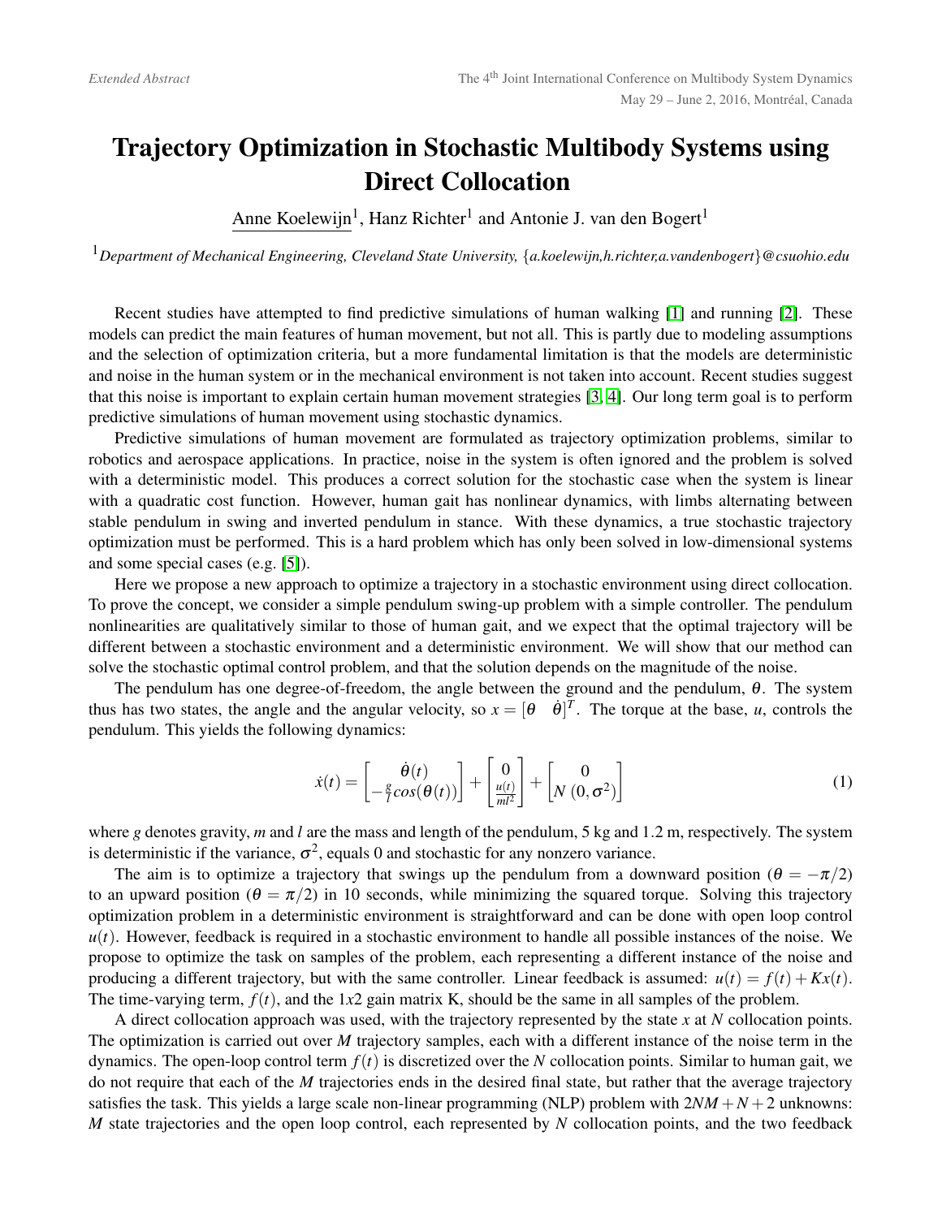*Extended Abstract*

# Trajectory Optimization in Stochastic Multibody Systems using Direct Collocation

Anne Koelewijn[1], Hanz Richter[1] and Antonie J. van den Bogert[1]

[1]*Department of Mechanical Engineering, Cleveland State University, {a.koelewijn,h.richter,a.vandenbogert}@csuohio.edu*

Recent studies have attempted to find predictive simulations of human walking [1] and running [2]. These models can predict the main features of human movement, but not all. This is partly due to modeling assumptions and the selection of optimization criteria, but a more fundamental limitation is that the models are deterministic and noise in the human system or in the mechanical environment is not taken into account. Recent studies suggest that this noise is important to explain certain human movement strategies [3, 4]. Our long term goal is to perform predictive simulations of human movement using stochastic dynamics.

Predictive simulations of human movement are formulated as trajectory optimization problems, similar to robotics and aerospace applications. In practice, noise in the system is often ignored and the problem is solved with a deterministic model. This produces a correct solution for the stochastic case when the system is linear with a quadratic cost function. However, human gait has nonlinear dynamics, with limbs alternating between stable pendulum in swing and inverted pendulum in stance. With these dynamics, a true stochastic trajectory optimization must be performed. This is a hard problem which has only been solved in low-dimensional systems and some special cases (e.g. [5]).

Here we propose a new approach to optimize a trajectory in a stochastic environment using direct collocation. To prove the concept, we consider a simple pendulum swing-up problem with a simple controller. The pendulum nonlinearities are qualitatively similar to those of human gait, and we expect that the optimal trajectory will be different between a stochastic environment and a deterministic environment. We will show that our method can solve the stochastic optimal control problem, and that the solution depends on the magnitude of the noise.

The pendulum has one degree-of-freedom, the angle between the ground and the pendulum, $\theta$. The system thus has two states, the angle and the angular velocity, so $x = [\theta \quad \dot{\theta}]^T$. The torque at the base, $u$, controls the pendulum. This yields the following dynamics:

$$\dot{x}(t) = \begin{bmatrix} \dot{\theta}(t) \\ -\frac{g}{l}cos(\theta(t)) \end{bmatrix} + \begin{bmatrix} 0 \\ \frac{u(t)}{ml^2} \end{bmatrix} + \begin{bmatrix} 0 \\ N\left(0, \sigma^2\right) \end{bmatrix} \tag{1}$$

where $g$ denotes gravity, $m$ and $l$ are the mass and length of the pendulum, 5 kg and 1.2 m, respectively. The system is deterministic if the variance, $\sigma^2$, equals 0 and stochastic for any nonzero variance.

The aim is to optimize a trajectory that swings up the pendulum from a downward position ($\theta = -\pi/2$) to an upward position ($\theta = \pi/2$) in 10 seconds, while minimizing the squared torque. Solving this trajectory optimization problem in a deterministic environment is straightforward and can be done with open loop control $u(t)$. However, feedback is required in a stochastic environment to handle all possible instances of the noise. We propose to optimize the task on samples of the problem, each representing a different instance of the noise and producing a different trajectory, but with the same controller. Linear feedback is assumed: $u(t) = f(t) + Kx(t)$. The time-varying term, $f(t)$, and the 1x2 gain matrix K, should be the same in all samples of the problem.

A direct collocation approach was used, with the trajectory represented by the state $x$ at $N$ collocation points. The optimization is carried out over $M$ trajectory samples, each with a different instance of the noise term in the dynamics. The open-loop control term $f(t)$ is discretized over the $N$ collocation points. Similar to human gait, we do not require that each of the $M$ trajectories ends in the desired final state, but rather that the average trajectory satisfies the task. This yields a large scale non-linear programming (NLP) problem with $2NM + N + 2$ unknowns: $M$ state trajectories and the open loop control, each represented by $N$ collocation points, and the two feedback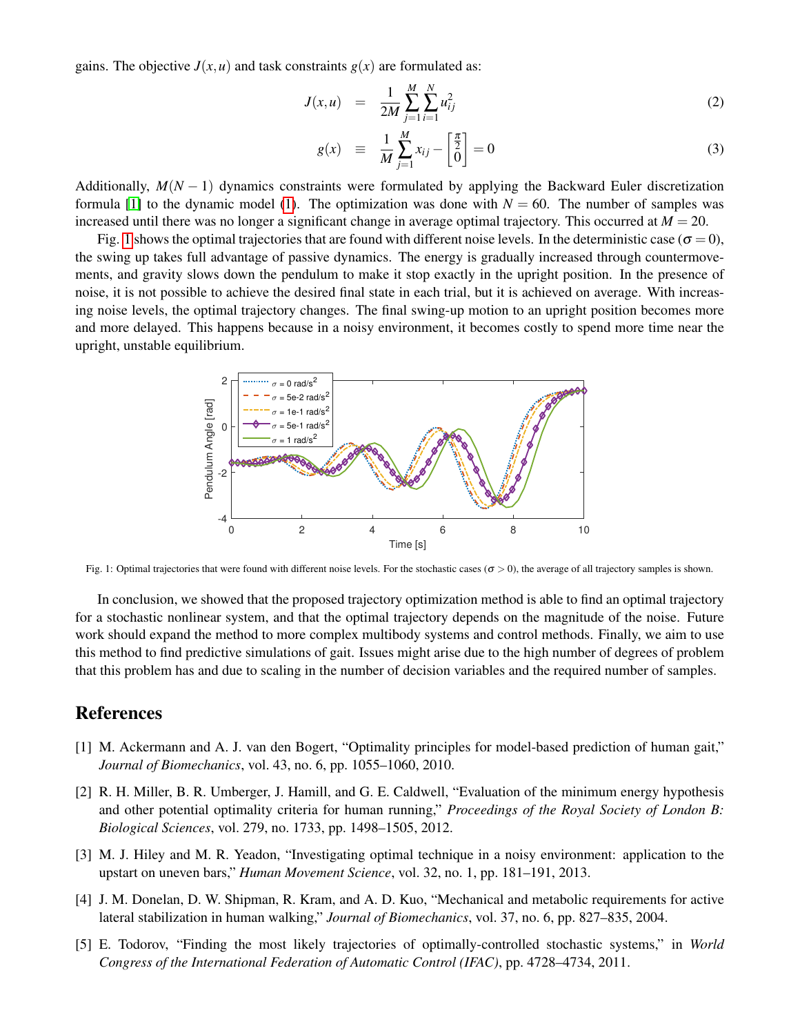gains. The objective $J(x,u)$ and task constraints $g(x)$ are formulated as:

$$J(x,u) = \frac{1}{2M}\sum_{j=1}^{M}\sum_{i=1}^{N} u_{ij}^2 \tag{2}$$

$$g(x) \equiv \frac{1}{M}\sum_{j=1}^{M} x_{ij} - \begin{bmatrix} \frac{\pi}{2} \\ 0 \end{bmatrix} = 0 \tag{3}$$

Additionally, $M(N-1)$ dynamics constraints were formulated by applying the Backward Euler discretization formula [1] to the dynamic model (1). The optimization was done with $N = 60$. The number of samples was increased until there was no longer a significant change in average optimal trajectory. This occurred at $M = 20$.

Fig. 1 shows the optimal trajectories that are found with different noise levels. In the deterministic case ($\sigma = 0$), the swing up takes full advantage of passive dynamics. The energy is gradually increased through countermovements, and gravity slows down the pendulum to make it stop exactly in the upright position. In the presence of noise, it is not possible to achieve the desired final state in each trial, but it is achieved on average. With increasing noise levels, the optimal trajectory changes. The final swing-up motion to an upright position becomes more and more delayed. This happens because in a noisy environment, it becomes costly to spend more time near the upright, unstable equilibrium.

Pendulum Angle [rad]
Time [s]
σ = 0 rad/s²
σ = 5e-2 rad/s²
σ = 1e-1 rad/s²
σ = 5e-1 rad/s²
σ = 1 rad/s²

Fig. 1: Optimal trajectories that were found with different noise levels. For the stochastic cases ($\sigma > 0$), the average of all trajectory samples is shown.

In conclusion, we showed that the proposed trajectory optimization method is able to find an optimal trajectory for a stochastic nonlinear system, and that the optimal trajectory depends on the magnitude of the noise. Future work should expand the method to more complex multibody systems and control methods. Finally, we aim to use this method to find predictive simulations of gait. Issues might arise due to the high number of degrees of problem that this problem has and due to scaling in the number of decision variables and the required number of samples.

## References

[1] M. Ackermann and A. J. van den Bogert, "Optimality principles for model-based prediction of human gait," *Journal of Biomechanics*, vol. 43, no. 6, pp. 1055–1060, 2010.

[2] R. H. Miller, B. R. Umberger, J. Hamill, and G. E. Caldwell, "Evaluation of the minimum energy hypothesis and other potential optimality criteria for human running," *Proceedings of the Royal Society of London B: Biological Sciences*, vol. 279, no. 1733, pp. 1498–1505, 2012.

[3] M. J. Hiley and M. R. Yeadon, "Investigating optimal technique in a noisy environment: application to the upstart on uneven bars," *Human Movement Science*, vol. 32, no. 1, pp. 181–191, 2013.

[4] J. M. Donelan, D. W. Shipman, R. Kram, and A. D. Kuo, "Mechanical and metabolic requirements for active lateral stabilization in human walking," *Journal of Biomechanics*, vol. 37, no. 6, pp. 827–835, 2004.

[5] E. Todorov, "Finding the most likely trajectories of optimally-controlled stochastic systems," in *World Congress of the International Federation of Automatic Control (IFAC)*, pp. 4728–4734, 2011.